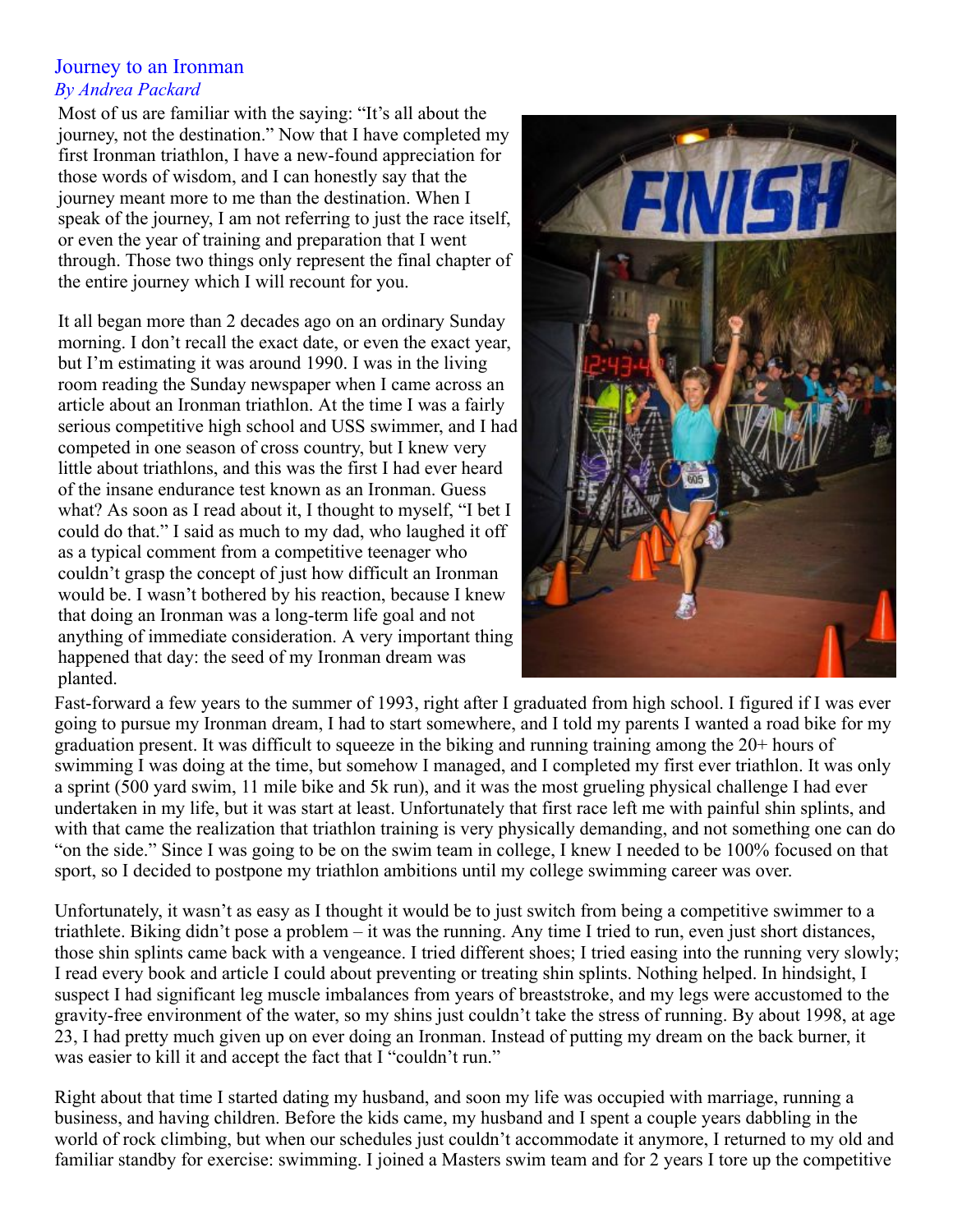# Journey to an Ironman

*By Andrea Packard*

Most of us are familiar with the saying: "It's all about the journey, not the destination." Now that I have completed my first Ironman triathlon, I have a new-found appreciation for those words of wisdom, and I can honestly say that the journey meant more to me than the destination. When I speak of the journey, I am not referring to just the race itself, or even the year of training and preparation that I went through. Those two things only represent the final chapter of the entire journey which I will recount for you.

It all began more than 2 decades ago on an ordinary Sunday morning. I don't recall the exact date, or even the exact year, but I'm estimating it was around 1990. I was in the living room reading the Sunday newspaper when I came across an article about an Ironman triathlon. At the time I was a fairly serious competitive high school and USS swimmer, and I had competed in one season of cross country, but I knew very little about triathlons, and this was the first I had ever heard of the insane endurance test known as an Ironman. Guess what? As soon as I read about it, I thought to myself, "I bet I could do that." I said as much to my dad, who laughed it off as a typical comment from a competitive teenager who couldn't grasp the concept of just how difficult an Ironman would be. I wasn't bothered by his reaction, because I knew that doing an Ironman was a long-term life goal and not anything of immediate consideration. A very important thing happened that day: the seed of my Ironman dream was planted.

Fast-forward a few years to the summer of 1993, right after I graduated from high school. I figured if I was ever going to pursue my Ironman dream, I had to start somewhere, and I told my parents I wanted a road bike for my graduation present. It was difficult to squeeze in the biking and running training among the 20+ hours of swimming I was doing at the time, but somehow I managed, and I completed my first ever triathlon. It was only a sprint (500 yard swim, 11 mile bike and 5k run), and it was the most grueling physical challenge I had ever undertaken in my life, but it was start at least. Unfortunately that first race left me with painful shin splints, and with that came the realization that triathlon training is very physically demanding, and not something one can do "on the side." Since I was going to be on the swim team in college, I knew I needed to be 100% focused on that sport, so I decided to postpone my triathlon ambitions until my college swimming career was over.

Unfortunately, it wasn't as easy as I thought it would be to just switch from being a competitive swimmer to a triathlete. Biking didn't pose a problem – it was the running. Any time I tried to run, even just short distances, those shin splints came back with a vengeance. I tried different shoes; I tried easing into the running very slowly; I read every book and article I could about preventing or treating shin splints. Nothing helped. In hindsight, I suspect I had significant leg muscle imbalances from years of breaststroke, and my legs were accustomed to the gravity-free environment of the water, so my shins just couldn't take the stress of running. By about 1998, at age 23, I had pretty much given up on ever doing an Ironman. Instead of putting my dream on the back burner, it was easier to kill it and accept the fact that I "couldn't run."

Right about that time I started dating my husband, and soon my life was occupied with marriage, running a business, and having children. Before the kids came, my husband and I spent a couple years dabbling in the world of rock climbing, but when our schedules just couldn't accommodate it anymore, I returned to my old and familiar standby for exercise: swimming. I joined a Masters swim team and for 2 years I tore up the competitive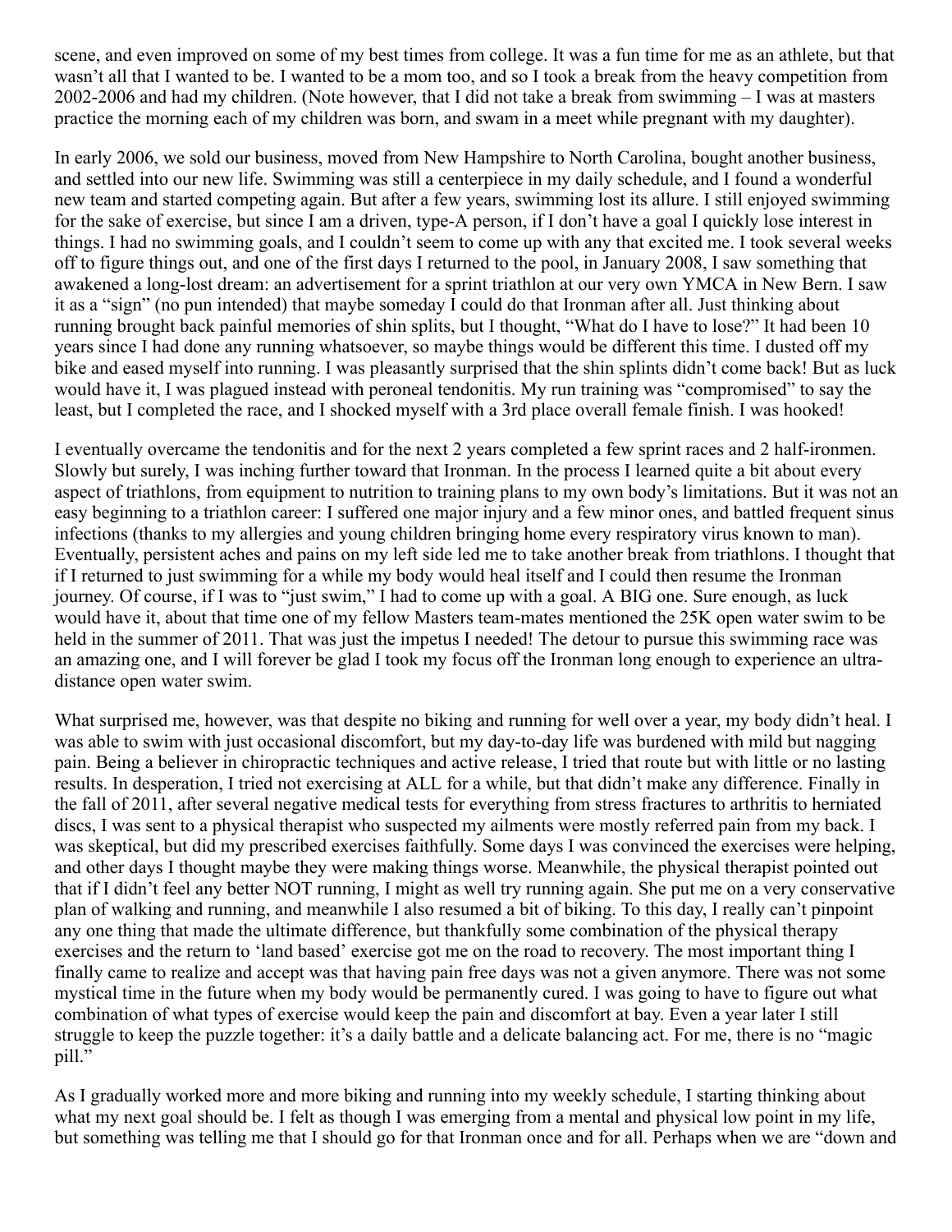scene, and even improved on some of my best times from college. It was a fun time for me as an athlete, but that wasn't all that I wanted to be. I wanted to be a mom too, and so I took a break from the heavy competition from 2002-2006 and had my children. (Note however, that I did not take a break from swimming – I was at masters practice the morning each of my children was born, and swam in a meet while pregnant with my daughter).

In early 2006, we sold our business, moved from New Hampshire to North Carolina, bought another business, and settled into our new life. Swimming was still a centerpiece in my daily schedule, and I found a wonderful new team and started competing again. But after a few years, swimming lost its allure. I still enjoyed swimming for the sake of exercise, but since I am a driven, type-A person, if I don't have a goal I quickly lose interest in things. I had no swimming goals, and I couldn't seem to come up with any that excited me. I took several weeks off to figure things out, and one of the first days I returned to the pool, in January 2008, I saw something that awakened a long-lost dream: an advertisement for a sprint triathlon at our very own YMCA in New Bern. I saw it as a "sign" (no pun intended) that maybe someday I could do that Ironman after all. Just thinking about running brought back painful memories of shin splits, but I thought, "What do I have to lose?" It had been 10 years since I had done any running whatsoever, so maybe things would be different this time. I dusted off my bike and eased myself into running. I was pleasantly surprised that the shin splints didn't come back! But as luck would have it, I was plagued instead with peroneal tendonitis. My run training was "compromised" to say the least, but I completed the race, and I shocked myself with a 3rd place overall female finish. I was hooked!

I eventually overcame the tendonitis and for the next 2 years completed a few sprint races and 2 half-ironmen. Slowly but surely, I was inching further toward that Ironman. In the process I learned quite a bit about every aspect of triathlons, from equipment to nutrition to training plans to my own body's limitations. But it was not an easy beginning to a triathlon career: I suffered one major injury and a few minor ones, and battled frequent sinus infections (thanks to my allergies and young children bringing home every respiratory virus known to man). Eventually, persistent aches and pains on my left side led me to take another break from triathlons. I thought that if I returned to just swimming for a while my body would heal itself and I could then resume the Ironman journey. Of course, if I was to "just swim," I had to come up with a goal. A BIG one. Sure enough, as luck would have it, about that time one of my fellow Masters team-mates mentioned the 25K open water swim to be held in the summer of 2011. That was just the impetus I needed! The detour to pursue this swimming race was an amazing one, and I will forever be glad I took my focus off the Ironman long enough to experience an ultra-distance open water swim.

What surprised me, however, was that despite no biking and running for well over a year, my body didn't heal. I was able to swim with just occasional discomfort, but my day-to-day life was burdened with mild but nagging pain. Being a believer in chiropractic techniques and active release, I tried that route but with little or no lasting results. In desperation, I tried not exercising at ALL for a while, but that didn't make any difference. Finally in the fall of 2011, after several negative medical tests for everything from stress fractures to arthritis to herniated discs, I was sent to a physical therapist who suspected my ailments were mostly referred pain from my back. I was skeptical, but did my prescribed exercises faithfully. Some days I was convinced the exercises were helping, and other days I thought maybe they were making things worse. Meanwhile, the physical therapist pointed out that if I didn't feel any better NOT running, I might as well try running again. She put me on a very conservative plan of walking and running, and meanwhile I also resumed a bit of biking. To this day, I really can't pinpoint any one thing that made the ultimate difference, but thankfully some combination of the physical therapy exercises and the return to 'land based' exercise got me on the road to recovery. The most important thing I finally came to realize and accept was that having pain free days was not a given anymore. There was not some mystical time in the future when my body would be permanently cured. I was going to have to figure out what combination of what types of exercise would keep the pain and discomfort at bay. Even a year later I still struggle to keep the puzzle together: it's a daily battle and a delicate balancing act. For me, there is no "magic pill."

As I gradually worked more and more biking and running into my weekly schedule, I starting thinking about what my next goal should be. I felt as though I was emerging from a mental and physical low point in my life, but something was telling me that I should go for that Ironman once and for all. Perhaps when we are "down and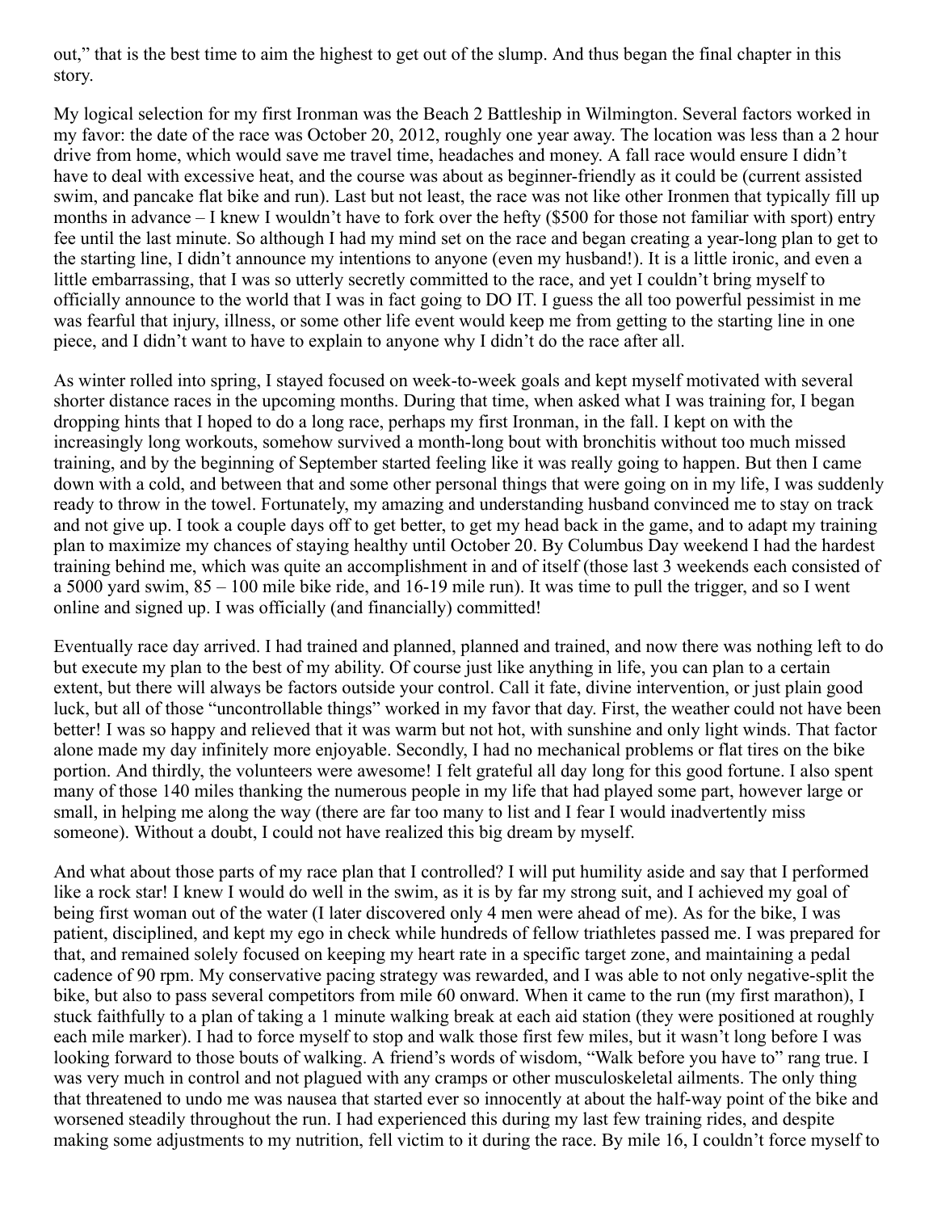out," that is the best time to aim the highest to get out of the slump. And thus began the final chapter in this story.

My logical selection for my first Ironman was the Beach 2 Battleship in Wilmington. Several factors worked in my favor: the date of the race was October 20, 2012, roughly one year away. The location was less than a 2 hour drive from home, which would save me travel time, headaches and money. A fall race would ensure I didn't have to deal with excessive heat, and the course was about as beginner-friendly as it could be (current assisted swim, and pancake flat bike and run). Last but not least, the race was not like other Ironmen that typically fill up months in advance – I knew I wouldn't have to fork over the hefty ($500 for those not familiar with sport) entry fee until the last minute. So although I had my mind set on the race and began creating a year-long plan to get to the starting line, I didn't announce my intentions to anyone (even my husband!). It is a little ironic, and even a little embarrassing, that I was so utterly secretly committed to the race, and yet I couldn't bring myself to officially announce to the world that I was in fact going to DO IT. I guess the all too powerful pessimist in me was fearful that injury, illness, or some other life event would keep me from getting to the starting line in one piece, and I didn't want to have to explain to anyone why I didn't do the race after all.

As winter rolled into spring, I stayed focused on week-to-week goals and kept myself motivated with several shorter distance races in the upcoming months. During that time, when asked what I was training for, I began dropping hints that I hoped to do a long race, perhaps my first Ironman, in the fall. I kept on with the increasingly long workouts, somehow survived a month-long bout with bronchitis without too much missed training, and by the beginning of September started feeling like it was really going to happen. But then I came down with a cold, and between that and some other personal things that were going on in my life, I was suddenly ready to throw in the towel. Fortunately, my amazing and understanding husband convinced me to stay on track and not give up. I took a couple days off to get better, to get my head back in the game, and to adapt my training plan to maximize my chances of staying healthy until October 20. By Columbus Day weekend I had the hardest training behind me, which was quite an accomplishment in and of itself (those last 3 weekends each consisted of a 5000 yard swim, 85 – 100 mile bike ride, and 16-19 mile run). It was time to pull the trigger, and so I went online and signed up. I was officially (and financially) committed!

Eventually race day arrived. I had trained and planned, planned and trained, and now there was nothing left to do but execute my plan to the best of my ability. Of course just like anything in life, you can plan to a certain extent, but there will always be factors outside your control. Call it fate, divine intervention, or just plain good luck, but all of those "uncontrollable things" worked in my favor that day. First, the weather could not have been better! I was so happy and relieved that it was warm but not hot, with sunshine and only light winds. That factor alone made my day infinitely more enjoyable. Secondly, I had no mechanical problems or flat tires on the bike portion. And thirdly, the volunteers were awesome! I felt grateful all day long for this good fortune. I also spent many of those 140 miles thanking the numerous people in my life that had played some part, however large or small, in helping me along the way (there are far too many to list and I fear I would inadvertently miss someone). Without a doubt, I could not have realized this big dream by myself.

And what about those parts of my race plan that I controlled? I will put humility aside and say that I performed like a rock star! I knew I would do well in the swim, as it is by far my strong suit, and I achieved my goal of being first woman out of the water (I later discovered only 4 men were ahead of me). As for the bike, I was patient, disciplined, and kept my ego in check while hundreds of fellow triathletes passed me. I was prepared for that, and remained solely focused on keeping my heart rate in a specific target zone, and maintaining a pedal cadence of 90 rpm. My conservative pacing strategy was rewarded, and I was able to not only negative-split the bike, but also to pass several competitors from mile 60 onward. When it came to the run (my first marathon), I stuck faithfully to a plan of taking a 1 minute walking break at each aid station (they were positioned at roughly each mile marker). I had to force myself to stop and walk those first few miles, but it wasn't long before I was looking forward to those bouts of walking. A friend's words of wisdom, "Walk before you have to" rang true. I was very much in control and not plagued with any cramps or other musculoskeletal ailments. The only thing that threatened to undo me was nausea that started ever so innocently at about the half-way point of the bike and worsened steadily throughout the run. I had experienced this during my last few training rides, and despite making some adjustments to my nutrition, fell victim to it during the race. By mile 16, I couldn't force myself to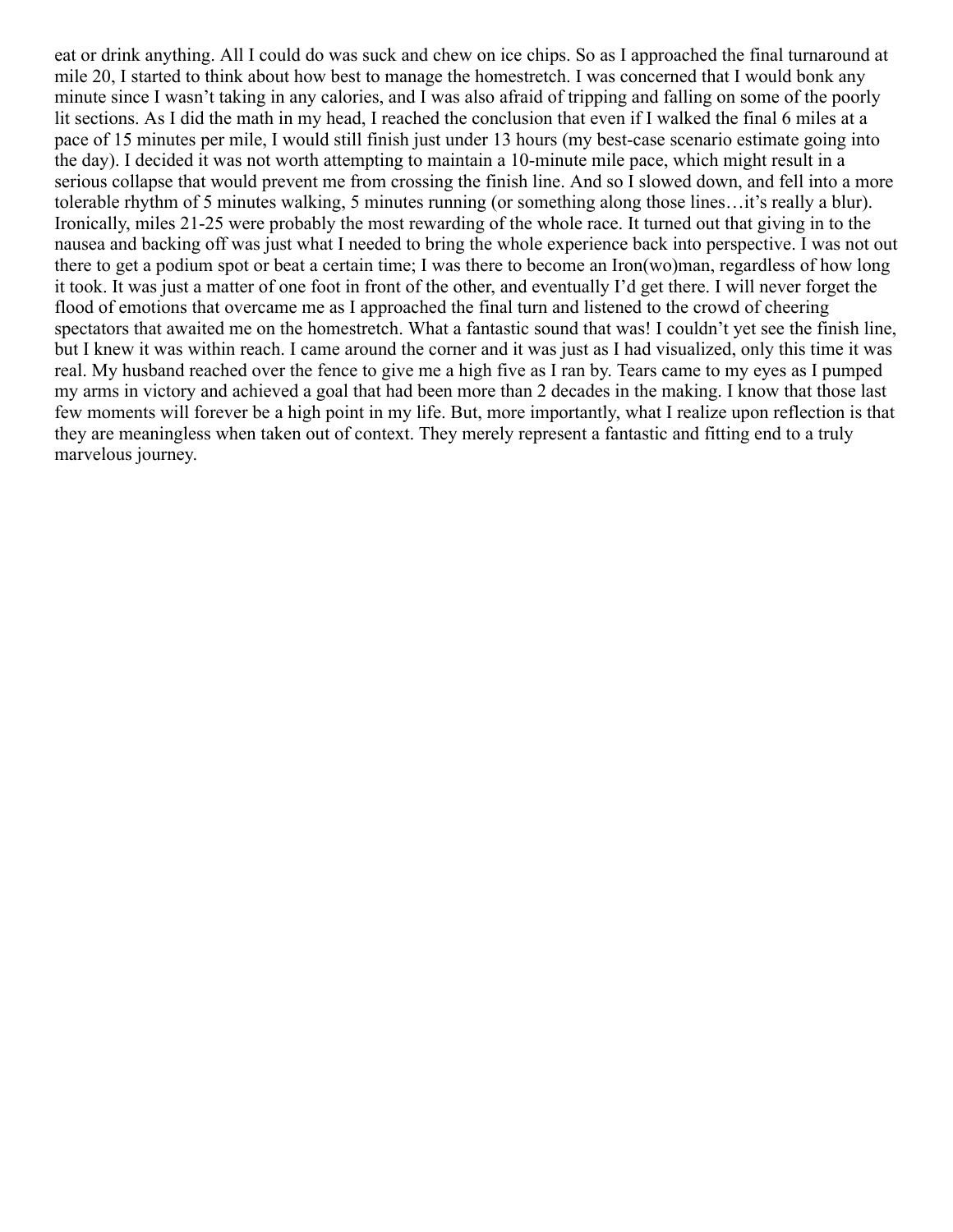eat or drink anything. All I could do was suck and chew on ice chips. So as I approached the final turnaround at mile 20, I started to think about how best to manage the homestretch. I was concerned that I would bonk any minute since I wasn't taking in any calories, and I was also afraid of tripping and falling on some of the poorly lit sections. As I did the math in my head, I reached the conclusion that even if I walked the final 6 miles at a pace of 15 minutes per mile, I would still finish just under 13 hours (my best-case scenario estimate going into the day). I decided it was not worth attempting to maintain a 10-minute mile pace, which might result in a serious collapse that would prevent me from crossing the finish line. And so I slowed down, and fell into a more tolerable rhythm of 5 minutes walking, 5 minutes running (or something along those lines…it's really a blur). Ironically, miles 21-25 were probably the most rewarding of the whole race. It turned out that giving in to the nausea and backing off was just what I needed to bring the whole experience back into perspective. I was not out there to get a podium spot or beat a certain time; I was there to become an Iron(wo)man, regardless of how long it took. It was just a matter of one foot in front of the other, and eventually I'd get there. I will never forget the flood of emotions that overcame me as I approached the final turn and listened to the crowd of cheering spectators that awaited me on the homestretch. What a fantastic sound that was! I couldn't yet see the finish line, but I knew it was within reach. I came around the corner and it was just as I had visualized, only this time it was real. My husband reached over the fence to give me a high five as I ran by. Tears came to my eyes as I pumped my arms in victory and achieved a goal that had been more than 2 decades in the making. I know that those last few moments will forever be a high point in my life. But, more importantly, what I realize upon reflection is that they are meaningless when taken out of context. They merely represent a fantastic and fitting end to a truly marvelous journey.